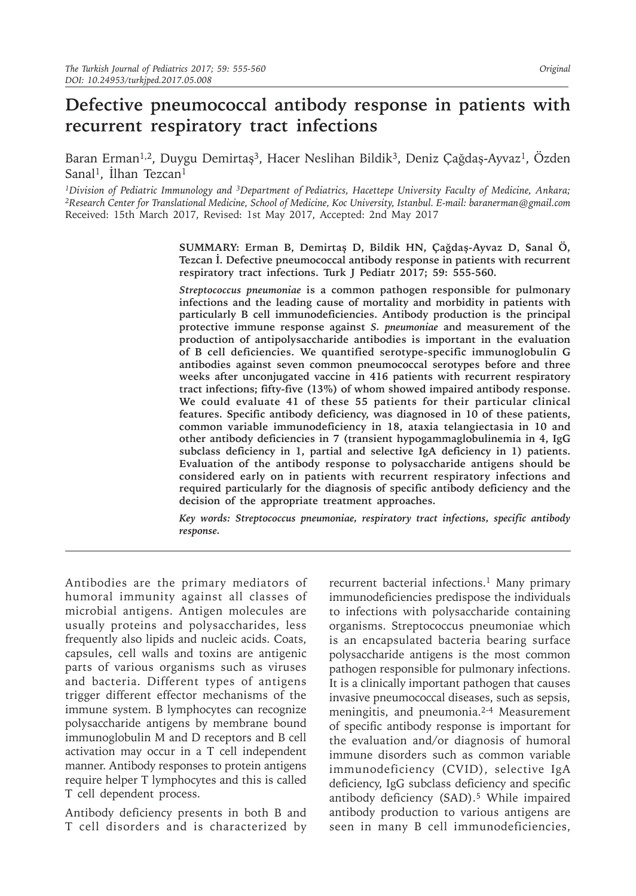# Defective pneumococcal antibody response in patients with recurrent respiratory tract infections

Baran Erman[1,2], Duygu Demirtaş[3], Hacer Neslihan Bildik[3], Deniz Çağdaş-Ayvaz[1], Özden Sanal[1], İlhan Tezcan[1]

[1]*Division of Pediatric Immunology and* [3]*Department of Pediatrics, Hacettepe University Faculty of Medicine, Ankara;* [2]*Research Center for Translational Medicine, School of Medicine, Koc University, Istanbul. E-mail: baranerman@gmail.com*

Received: 15th March 2017, Revised: 1st May 2017, Accepted: 2nd May 2017

**SUMMARY: Erman B, Demirtaş D, Bildik HN, Çağdaş-Ayvaz D, Sanal Ö, Tezcan İ. Defective pneumococcal antibody response in patients with recurrent respiratory tract infections. Turk J Pediatr 2017; 59: 555-560.**

***Streptococcus pneumoniae*** **is a common pathogen responsible for pulmonary infections and the leading cause of mortality and morbidity in patients with particularly B cell immunodeficiencies. Antibody production is the principal protective immune response against** ***S. pneumoniae*** **and measurement of the production of antipolysaccharide antibodies is important in the evaluation of B cell deficiencies. We quantified serotype-specific immunoglobulin G antibodies against seven common pneumococcal serotypes before and three weeks after unconjugated vaccine in 416 patients with recurrent respiratory tract infections; fifty-five (13%) of whom showed impaired antibody response. We could evaluate 41 of these 55 patients for their particular clinical features. Specific antibody deficiency, was diagnosed in 10 of these patients, common variable immunodeficiency in 18, ataxia telangiectasia in 10 and other antibody deficiencies in 7 (transient hypogammaglobulinemia in 4, IgG subclass deficiency in 1, partial and selective IgA deficiency in 1) patients. Evaluation of the antibody response to polysaccharide antigens should be considered early on in patients with recurrent respiratory infections and required particularly for the diagnosis of specific antibody deficiency and the decision of the appropriate treatment approaches.**

***Key words: Streptococcus pneumoniae, respiratory tract infections, specific antibody response.***

---

Antibodies are the primary mediators of humoral immunity against all classes of microbial antigens. Antigen molecules are usually proteins and polysaccharides, less frequently also lipids and nucleic acids. Coats, capsules, cell walls and toxins are antigenic parts of various organisms such as viruses and bacteria. Different types of antigens trigger different effector mechanisms of the immune system. B lymphocytes can recognize polysaccharide antigens by membrane bound immunoglobulin M and D receptors and B cell activation may occur in a T cell independent manner. Antibody responses to protein antigens require helper T lymphocytes and this is called T cell dependent process.

Antibody deficiency presents in both B and T cell disorders and is characterized by recurrent bacterial infections.[1] Many primary immunodeficiencies predispose the individuals to infections with polysaccharide containing organisms. Streptococcus pneumoniae which is an encapsulated bacteria bearing surface polysaccharide antigens is the most common pathogen responsible for pulmonary infections. It is a clinically important pathogen that causes invasive pneumococcal diseases, such as sepsis, meningitis, and pneumonia.[2-4] Measurement of specific antibody response is important for the evaluation and/or diagnosis of humoral immune disorders such as common variable immunodeficiency (CVID), selective IgA deficiency, IgG subclass deficiency and specific antibody deficiency (SAD).[5] While impaired antibody production to various antigens are seen in many B cell immunodeficiencies,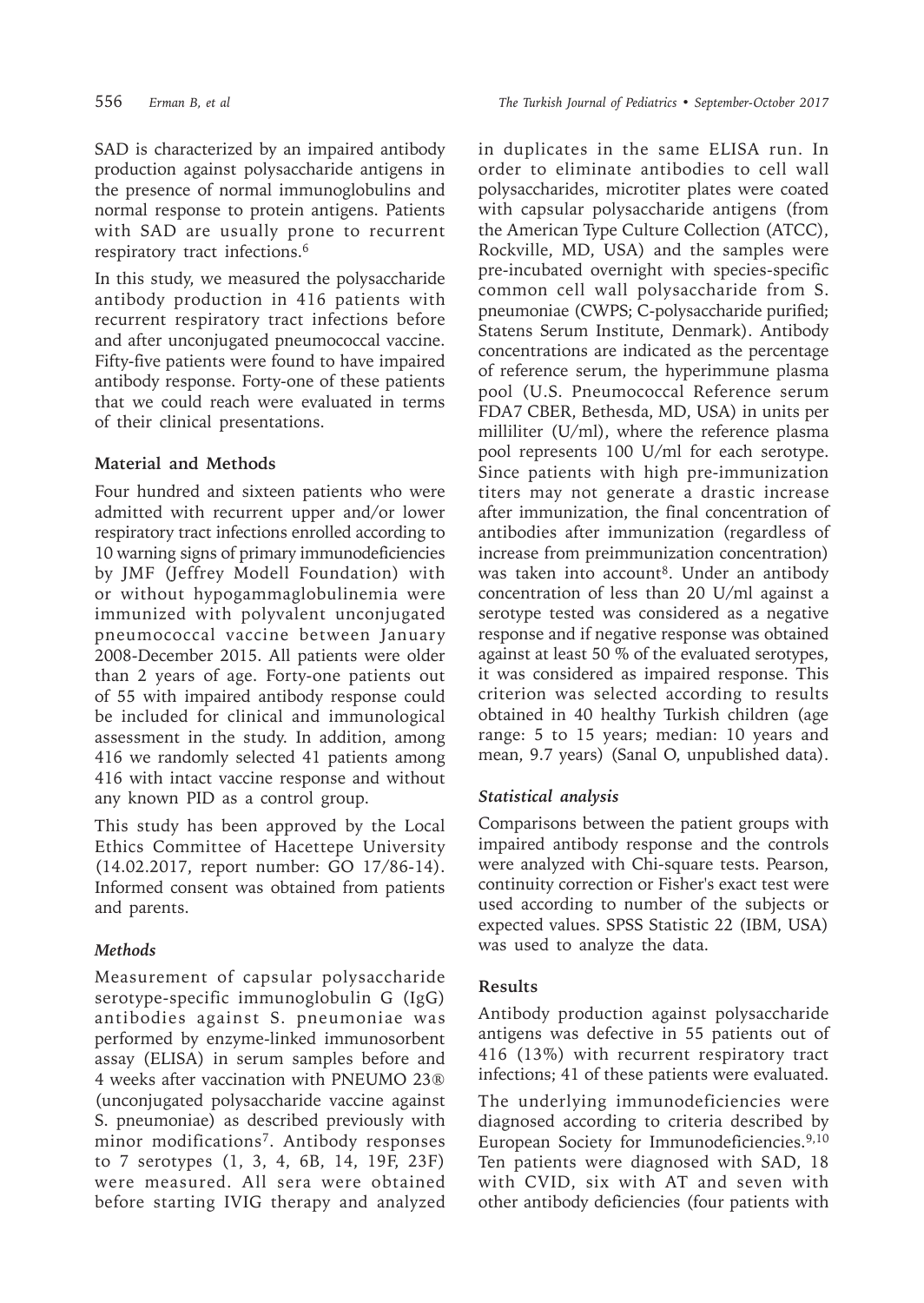SAD is characterized by an impaired antibody production against polysaccharide antigens in the presence of normal immunoglobulins and normal response to protein antigens. Patients with SAD are usually prone to recurrent respiratory tract infections.[6]

In this study, we measured the polysaccharide antibody production in 416 patients with recurrent respiratory tract infections before and after unconjugated pneumococcal vaccine. Fifty-five patients were found to have impaired antibody response. Forty-one of these patients that we could reach were evaluated in terms of their clinical presentations.

## Material and Methods

Four hundred and sixteen patients who were admitted with recurrent upper and/or lower respiratory tract infections enrolled according to 10 warning signs of primary immunodeficiencies by JMF (Jeffrey Modell Foundation) with or without hypogammaglobulinemia were immunized with polyvalent unconjugated pneumococcal vaccine between January 2008-December 2015. All patients were older than 2 years of age. Forty-one patients out of 55 with impaired antibody response could be included for clinical and immunological assessment in the study. In addition, among 416 we randomly selected 41 patients among 416 with intact vaccine response and without any known PID as a control group.

This study has been approved by the Local Ethics Committee of Hacettepe University (14.02.2017, report number: GO 17/86-14). Informed consent was obtained from patients and parents.

### *Methods*

Measurement of capsular polysaccharide serotype-specific immunoglobulin G (IgG) antibodies against S. pneumoniae was performed by enzyme-linked immunosorbent assay (ELISA) in serum samples before and 4 weeks after vaccination with PNEUMO 23® (unconjugated polysaccharide vaccine against S. pneumoniae) as described previously with minor modifications[7]. Antibody responses to 7 serotypes (1, 3, 4, 6B, 14, 19F, 23F) were measured. All sera were obtained before starting IVIG therapy and analyzed in duplicates in the same ELISA run. In order to eliminate antibodies to cell wall polysaccharides, microtiter plates were coated with capsular polysaccharide antigens (from the American Type Culture Collection (ATCC), Rockville, MD, USA) and the samples were pre-incubated overnight with species-specific common cell wall polysaccharide from S. pneumoniae (CWPS; C-polysaccharide purified; Statens Serum Institute, Denmark). Antibody concentrations are indicated as the percentage of reference serum, the hyperimmune plasma pool (U.S. Pneumococcal Reference serum FDA7 CBER, Bethesda, MD, USA) in units per milliliter (U/ml), where the reference plasma pool represents 100 U/ml for each serotype. Since patients with high pre-immunization titers may not generate a drastic increase after immunization, the final concentration of antibodies after immunization (regardless of increase from preimmunization concentration) was taken into account[8]. Under an antibody concentration of less than 20 U/ml against a serotype tested was considered as a negative response and if negative response was obtained against at least 50 % of the evaluated serotypes, it was considered as impaired response. This criterion was selected according to results obtained in 40 healthy Turkish children (age range: 5 to 15 years; median: 10 years and mean, 9.7 years) (Sanal O, unpublished data).

### *Statistical analysis*

Comparisons between the patient groups with impaired antibody response and the controls were analyzed with Chi-square tests. Pearson, continuity correction or Fisher's exact test were used according to number of the subjects or expected values. SPSS Statistic 22 (IBM, USA) was used to analyze the data.

## Results

Antibody production against polysaccharide antigens was defective in 55 patients out of 416 (13%) with recurrent respiratory tract infections; 41 of these patients were evaluated.

The underlying immunodeficiencies were diagnosed according to criteria described by European Society for Immunodeficiencies.[9,10] Ten patients were diagnosed with SAD, 18 with CVID, six with AT and seven with other antibody deficiencies (four patients with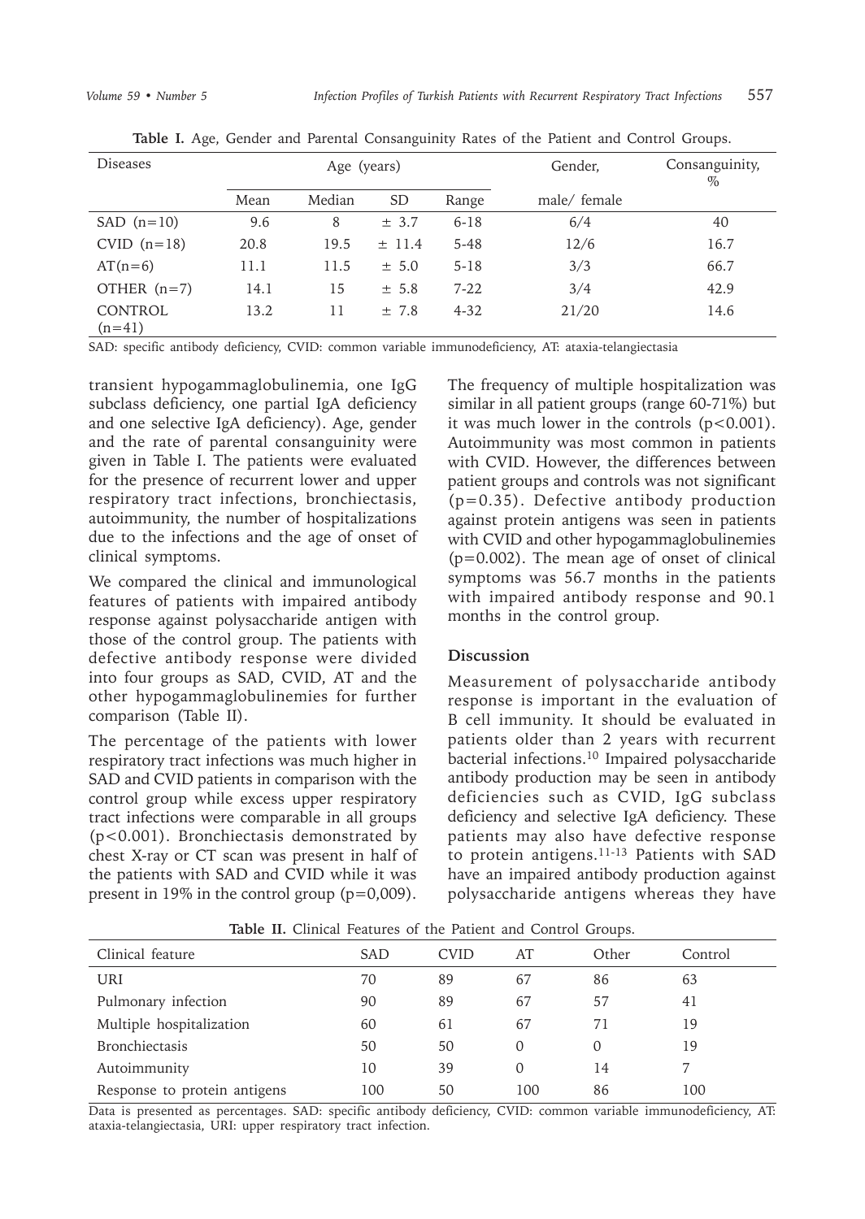**Table I.** Age, Gender and Parental Consanguinity Rates of the Patient and Control Groups.

| Diseases | Age (years) | | | | Gender, | Consanguinity, % |
|---|---|---|---|---|---|---|
| | Mean | Median | SD | Range | male/ female | |
| SAD (n=10) | 9.6 | 8 | ± 3.7 | 6-18 | 6/4 | 40 |
| CVID (n=18) | 20.8 | 19.5 | ± 11.4 | 5-48 | 12/6 | 16.7 |
| AT(n=6) | 11.1 | 11.5 | ± 5.0 | 5-18 | 3/3 | 66.7 |
| OTHER (n=7) | 14.1 | 15 | ± 5.8 | 7-22 | 3/4 | 42.9 |
| CONTROL (n=41) | 13.2 | 11 | ± 7.8 | 4-32 | 21/20 | 14.6 |

SAD: specific antibody deficiency, CVID: common variable immunodeficiency, AT: ataxia-telangiectasia

transient hypogammaglobulinemia, one IgG subclass deficiency, one partial IgA deficiency and one selective IgA deficiency). Age, gender and the rate of parental consanguinity were given in Table I. The patients were evaluated for the presence of recurrent lower and upper respiratory tract infections, bronchiectasis, autoimmunity, the number of hospitalizations due to the infections and the age of onset of clinical symptoms.

We compared the clinical and immunological features of patients with impaired antibody response against polysaccharide antigen with those of the control group. The patients with defective antibody response were divided into four groups as SAD, CVID, AT and the other hypogammaglobulinemies for further comparison (Table II).

The percentage of the patients with lower respiratory tract infections was much higher in SAD and CVID patients in comparison with the control group while excess upper respiratory tract infections were comparable in all groups ($p<0.001$). Bronchiectasis demonstrated by chest X-ray or CT scan was present in half of the patients with SAD and CVID while it was present in 19% in the control group ($p=0,009$). The frequency of multiple hospitalization was similar in all patient groups (range 60-71%) but it was much lower in the controls ($p<0.001$). Autoimmunity was most common in patients with CVID. However, the differences between patient groups and controls was not significant ($p=0.35$). Defective antibody production against protein antigens was seen in patients with CVID and other hypogammaglobulinemies ($p=0.002$). The mean age of onset of clinical symptoms was 56.7 months in the patients with impaired antibody response and 90.1 months in the control group.

## Discussion

Measurement of polysaccharide antibody response is important in the evaluation of B cell immunity. It should be evaluated in patients older than 2 years with recurrent bacterial infections.[10] Impaired polysaccharide antibody production may be seen in antibody deficiencies such as CVID, IgG subclass deficiency and selective IgA deficiency. These patients may also have defective response to protein antigens.[11-13] Patients with SAD have an impaired antibody production against polysaccharide antigens whereas they have

**Table II.** Clinical Features of the Patient and Control Groups.

| Clinical feature | SAD | CVID | AT | Other | Control |
|---|---|---|---|---|---|
| URI | 70 | 89 | 67 | 86 | 63 |
| Pulmonary infection | 90 | 89 | 67 | 57 | 41 |
| Multiple hospitalization | 60 | 61 | 67 | 71 | 19 |
| Bronchiectasis | 50 | 50 | 0 | 0 | 19 |
| Autoimmunity | 10 | 39 | 0 | 14 | 7 |
| Response to protein antigens | 100 | 50 | 100 | 86 | 100 |

Data is presented as percentages. SAD: specific antibody deficiency, CVID: common variable immunodeficiency, AT: ataxia-telangiectasia, URI: upper respiratory tract infection.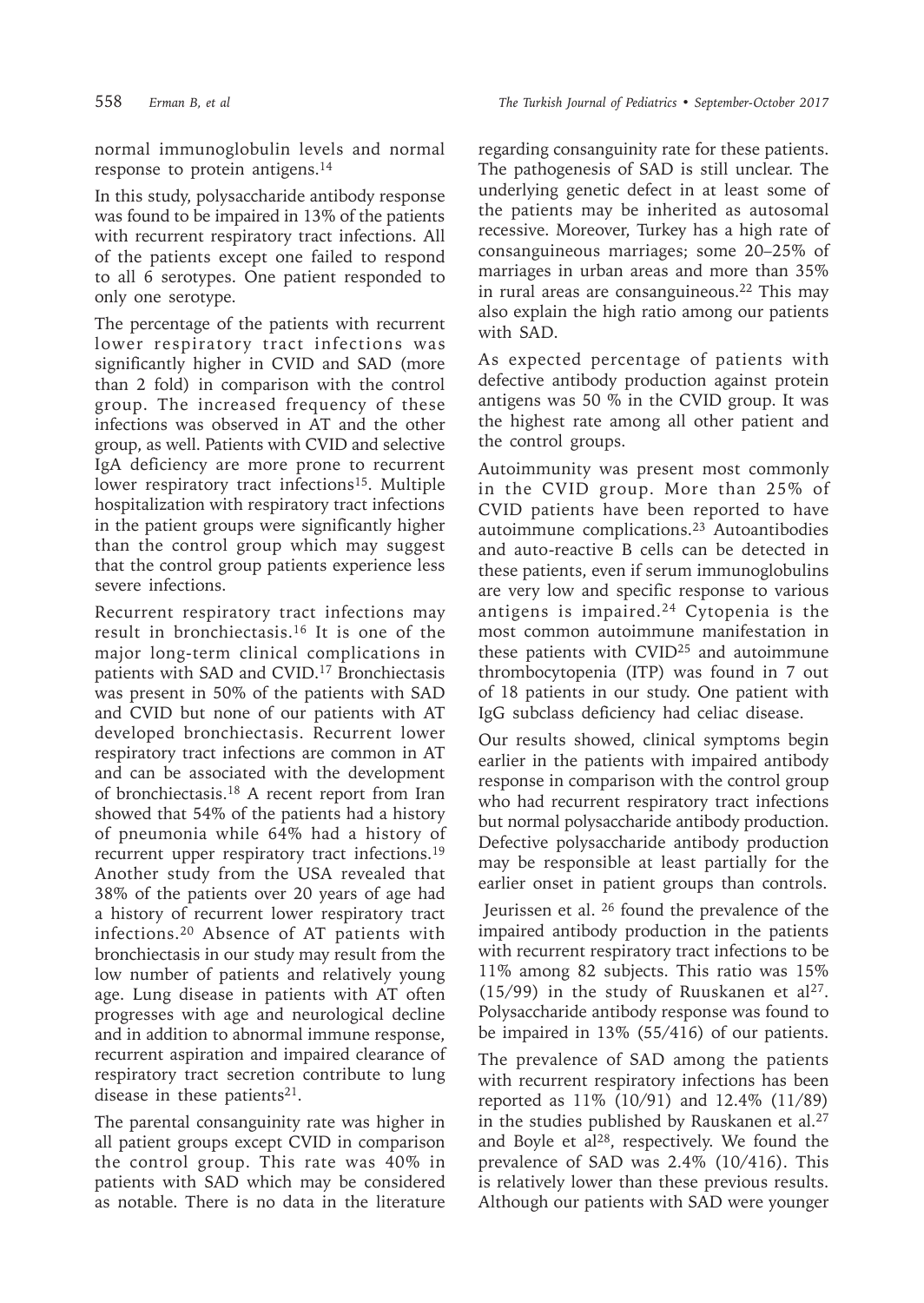normal immunoglobulin levels and normal response to protein antigens.[14]

In this study, polysaccharide antibody response was found to be impaired in 13% of the patients with recurrent respiratory tract infections. All of the patients except one failed to respond to all 6 serotypes. One patient responded to only one serotype.

The percentage of the patients with recurrent lower respiratory tract infections was significantly higher in CVID and SAD (more than 2 fold) in comparison with the control group. The increased frequency of these infections was observed in AT and the other group, as well. Patients with CVID and selective IgA deficiency are more prone to recurrent lower respiratory tract infections[15]. Multiple hospitalization with respiratory tract infections in the patient groups were significantly higher than the control group which may suggest that the control group patients experience less severe infections.

Recurrent respiratory tract infections may result in bronchiectasis.[16] It is one of the major long-term clinical complications in patients with SAD and CVID.[17] Bronchiectasis was present in 50% of the patients with SAD and CVID but none of our patients with AT developed bronchiectasis. Recurrent lower respiratory tract infections are common in AT and can be associated with the development of bronchiectasis.[18] A recent report from Iran showed that 54% of the patients had a history of pneumonia while 64% had a history of recurrent upper respiratory tract infections.[19] Another study from the USA revealed that 38% of the patients over 20 years of age had a history of recurrent lower respiratory tract infections.[20] Absence of AT patients with bronchiectasis in our study may result from the low number of patients and relatively young age. Lung disease in patients with AT often progresses with age and neurological decline and in addition to abnormal immune response, recurrent aspiration and impaired clearance of respiratory tract secretion contribute to lung disease in these patients[21].

The parental consanguinity rate was higher in all patient groups except CVID in comparison the control group. This rate was 40% in patients with SAD which may be considered as notable. There is no data in the literature regarding consanguinity rate for these patients. The pathogenesis of SAD is still unclear. The underlying genetic defect in at least some of the patients may be inherited as autosomal recessive. Moreover, Turkey has a high rate of consanguineous marriages; some 20–25% of marriages in urban areas and more than 35% in rural areas are consanguineous.[22] This may also explain the high ratio among our patients with SAD.

As expected percentage of patients with defective antibody production against protein antigens was 50 % in the CVID group. It was the highest rate among all other patient and the control groups.

Autoimmunity was present most commonly in the CVID group. More than 25% of CVID patients have been reported to have autoimmune complications.[23] Autoantibodies and auto-reactive B cells can be detected in these patients, even if serum immunoglobulins are very low and specific response to various antigens is impaired.[24] Cytopenia is the most common autoimmune manifestation in these patients with CVID[25] and autoimmune thrombocytopenia (ITP) was found in 7 out of 18 patients in our study. One patient with IgG subclass deficiency had celiac disease.

Our results showed, clinical symptoms begin earlier in the patients with impaired antibody response in comparison with the control group who had recurrent respiratory tract infections but normal polysaccharide antibody production. Defective polysaccharide antibody production may be responsible at least partially for the earlier onset in patient groups than controls.

Jeurissen et al. [26] found the prevalence of the impaired antibody production in the patients with recurrent respiratory tract infections to be 11% among 82 subjects. This ratio was 15% (15/99) in the study of Ruuskanen et al[27]. Polysaccharide antibody response was found to be impaired in 13% (55/416) of our patients.

The prevalence of SAD among the patients with recurrent respiratory infections has been reported as 11% (10/91) and 12.4% (11/89) in the studies published by Rauskanen et al.[27] and Boyle et al[28], respectively. We found the prevalence of SAD was 2.4% (10/416). This is relatively lower than these previous results. Although our patients with SAD were younger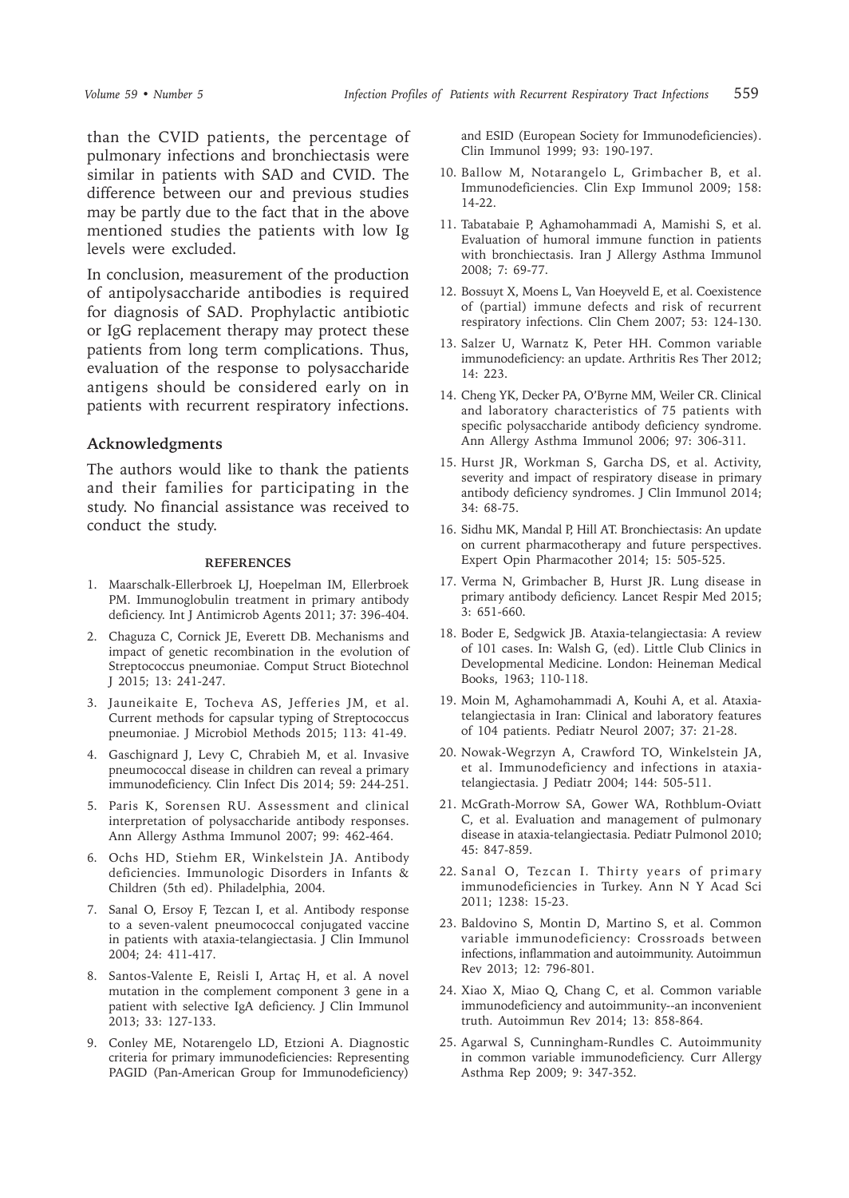than the CVID patients, the percentage of pulmonary infections and bronchiectasis were similar in patients with SAD and CVID. The difference between our and previous studies may be partly due to the fact that in the above mentioned studies the patients with low Ig levels were excluded.

In conclusion, measurement of the production of antipolysaccharide antibodies is required for diagnosis of SAD. Prophylactic antibiotic or IgG replacement therapy may protect these patients from long term complications. Thus, evaluation of the response to polysaccharide antigens should be considered early on in patients with recurrent respiratory infections.

## Acknowledgments

The authors would like to thank the patients and their families for participating in the study. No financial assistance was received to conduct the study.

## REFERENCES

1. Maarschalk-Ellerbroek LJ, Hoepelman IM, Ellerbroek PM. Immunoglobulin treatment in primary antibody deficiency. Int J Antimicrob Agents 2011; 37: 396-404.
2. Chaguza C, Cornick JE, Everett DB. Mechanisms and impact of genetic recombination in the evolution of Streptococcus pneumoniae. Comput Struct Biotechnol J 2015; 13: 241-247.
3. Jauneikaite E, Tocheva AS, Jefferies JM, et al. Current methods for capsular typing of Streptococcus pneumoniae. J Microbiol Methods 2015; 113: 41-49.
4. Gaschignard J, Levy C, Chrabieh M, et al. Invasive pneumococcal disease in children can reveal a primary immunodeficiency. Clin Infect Dis 2014; 59: 244-251.
5. Paris K, Sorensen RU. Assessment and clinical interpretation of polysaccharide antibody responses. Ann Allergy Asthma Immunol 2007; 99: 462-464.
6. Ochs HD, Stiehm ER, Winkelstein JA. Antibody deficiencies. Immunologic Disorders in Infants & Children (5th ed). Philadelphia, 2004.
7. Sanal O, Ersoy F, Tezcan I, et al. Antibody response to a seven-valent pneumococcal conjugated vaccine in patients with ataxia-telangiectasia. J Clin Immunol 2004; 24: 411-417.
8. Santos-Valente E, Reisli I, Artaç H, et al. A novel mutation in the complement component 3 gene in a patient with selective IgA deficiency. J Clin Immunol 2013; 33: 127-133.
9. Conley ME, Notarengelo LD, Etzioni A. Diagnostic criteria for primary immunodeficiencies: Representing PAGID (Pan-American Group for Immunodeficiency) and ESID (European Society for Immunodeficiencies). Clin Immunol 1999; 93: 190-197.
10. Ballow M, Notarangelo L, Grimbacher B, et al. Immunodeficiencies. Clin Exp Immunol 2009; 158: 14-22.
11. Tabatabaie P, Aghamohammadi A, Mamishi S, et al. Evaluation of humoral immune function in patients with bronchiectasis. Iran J Allergy Asthma Immunol 2008; 7: 69-77.
12. Bossuyt X, Moens L, Van Hoeyveld E, et al. Coexistence of (partial) immune defects and risk of recurrent respiratory infections. Clin Chem 2007; 53: 124-130.
13. Salzer U, Warnatz K, Peter HH. Common variable immunodeficiency: an update. Arthritis Res Ther 2012; 14: 223.
14. Cheng YK, Decker PA, O'Byrne MM, Weiler CR. Clinical and laboratory characteristics of 75 patients with specific polysaccharide antibody deficiency syndrome. Ann Allergy Asthma Immunol 2006; 97: 306-311.
15. Hurst JR, Workman S, Garcha DS, et al. Activity, severity and impact of respiratory disease in primary antibody deficiency syndromes. J Clin Immunol 2014; 34: 68-75.
16. Sidhu MK, Mandal P, Hill AT. Bronchiectasis: An update on current pharmacotherapy and future perspectives. Expert Opin Pharmacother 2014; 15: 505-525.
17. Verma N, Grimbacher B, Hurst JR. Lung disease in primary antibody deficiency. Lancet Respir Med 2015; 3: 651-660.
18. Boder E, Sedgwick JB. Ataxia-telangiectasia: A review of 101 cases. In: Walsh G, (ed). Little Club Clinics in Developmental Medicine. London: Heineman Medical Books, 1963; 110-118.
19. Moin M, Aghamohammadi A, Kouhi A, et al. Ataxia-telangiectasia in Iran: Clinical and laboratory features of 104 patients. Pediatr Neurol 2007; 37: 21-28.
20. Nowak-Wegrzyn A, Crawford TO, Winkelstein JA, et al. Immunodeficiency and infections in ataxia-telangiectasia. J Pediatr 2004; 144: 505-511.
21. McGrath-Morrow SA, Gower WA, Rothblum-Oviatt C, et al. Evaluation and management of pulmonary disease in ataxia-telangiectasia. Pediatr Pulmonol 2010; 45: 847-859.
22. Sanal O, Tezcan I. Thirty years of primary immunodeficiencies in Turkey. Ann N Y Acad Sci 2011; 1238: 15-23.
23. Baldovino S, Montin D, Martino S, et al. Common variable immunodeficiency: Crossroads between infections, inflammation and autoimmunity. Autoimmun Rev 2013; 12: 796-801.
24. Xiao X, Miao Q, Chang C, et al. Common variable immunodeficiency and autoimmunity--an inconvenient truth. Autoimmun Rev 2014; 13: 858-864.
25. Agarwal S, Cunningham-Rundles C. Autoimmunity in common variable immunodeficiency. Curr Allergy Asthma Rep 2009; 9: 347-352.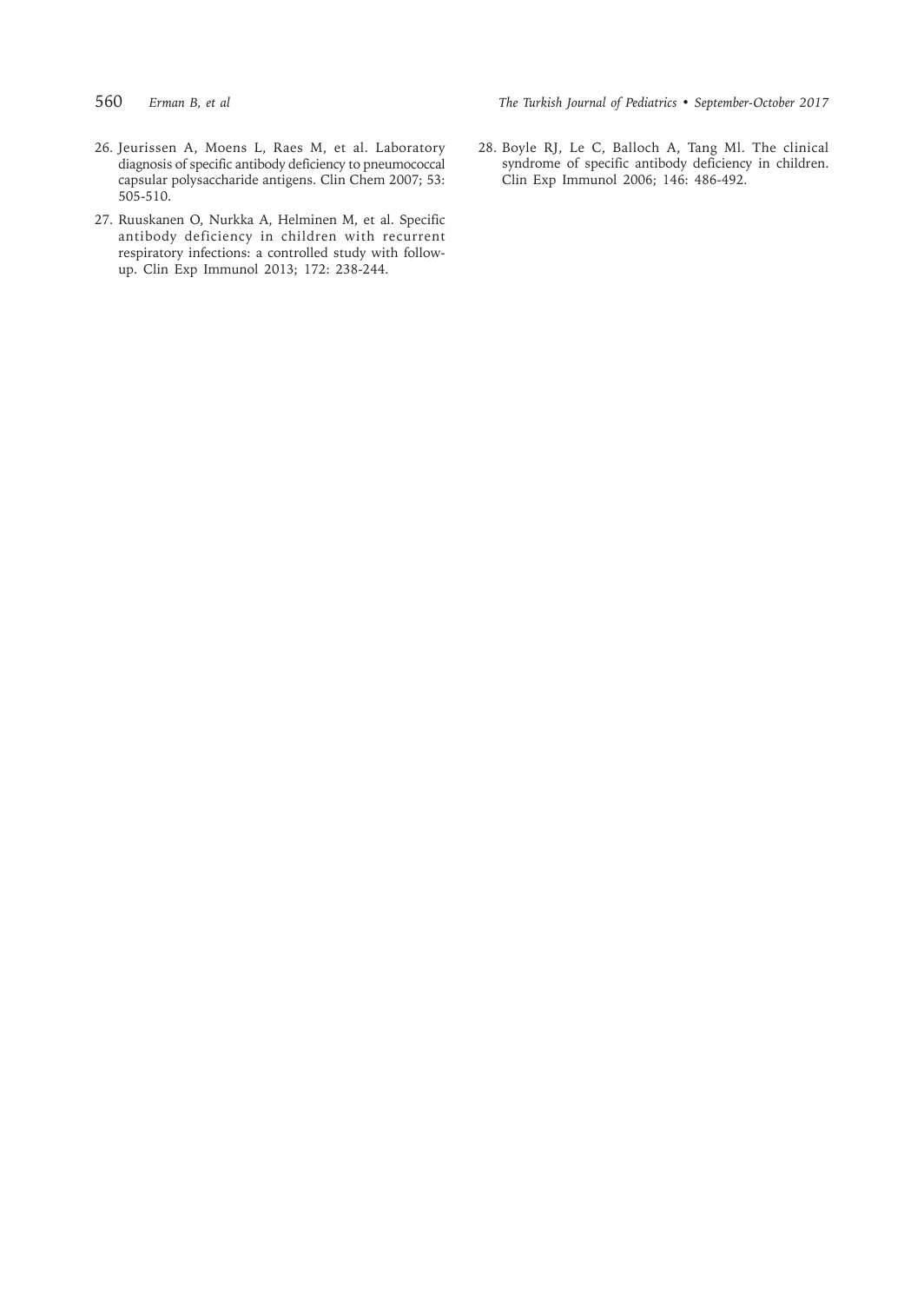26. Jeurissen A, Moens L, Raes M, et al. Laboratory diagnosis of specific antibody deficiency to pneumococcal capsular polysaccharide antigens. Clin Chem 2007; 53: 505-510.

27. Ruuskanen O, Nurkka A, Helminen M, et al. Specific antibody deficiency in children with recurrent respiratory infections: a controlled study with follow-up. Clin Exp Immunol 2013; 172: 238-244.

28. Boyle RJ, Le C, Balloch A, Tang Ml. The clinical syndrome of specific antibody deficiency in children. Clin Exp Immunol 2006; 146: 486-492.